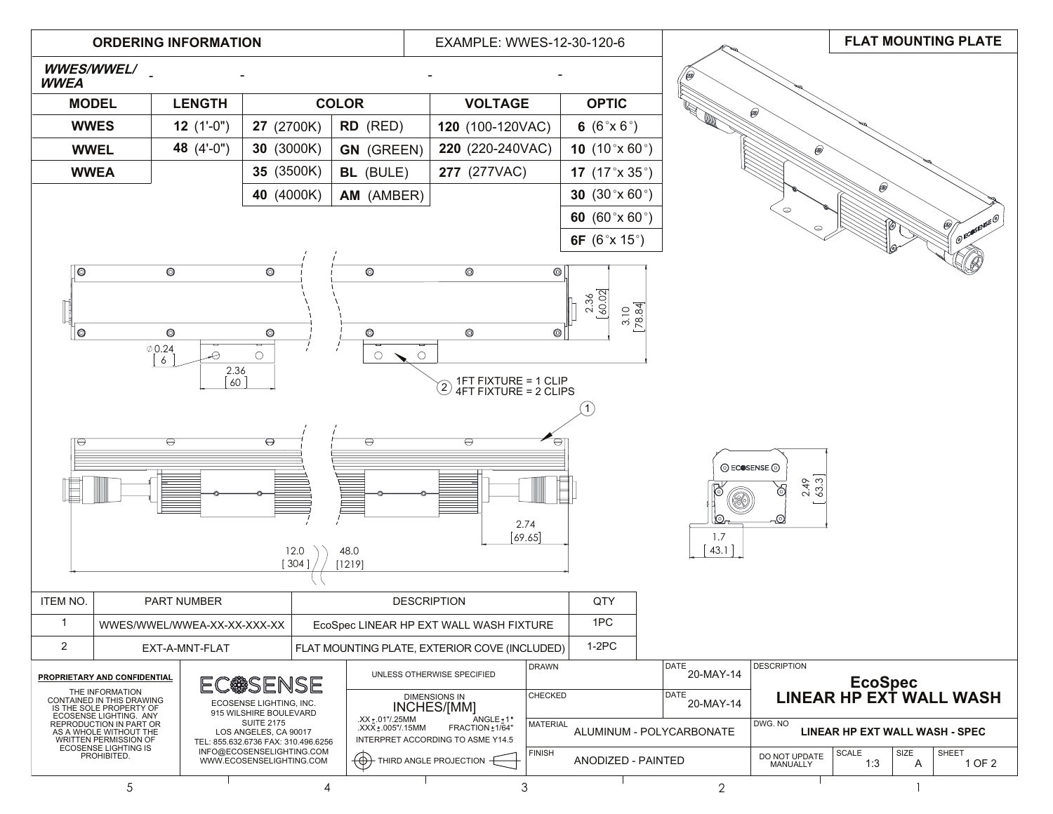## ORDERING INFORMATION

EXAMPLE: WWES-12-30-120-6

***WWES/WWEL/ WWEA*** - - - -

| MODEL | LENGTH | COLOR | | VOLTAGE | OPTIC |
|---|---|---|---|---|---|
| **WWES** | **12** (1'-0") | **27** (2700K) | **RD** (RED) | **120** (100-120VAC) | **6** (6°x 6°) |
| **WWEL** | **48** (4'-0") | **30** (3000K) | **GN** (GREEN) | **220** (220-240VAC) | **10** (10°x 60°) |
| **WWEA** | | **35** (3500K) | **BL** (BULE) | **277** (277VAC) | **17** (17°x 35°) |
| | | **40** (4000K) | **AM** (AMBER) | | **30** (30°x 60°) |
| | | | | | **60** (60°x 60°) |
| | | | | | **6F** (6°x 15°) |

**FLAT MOUNTING PLATE**

∅0.24 [6]

2.36 [60]

2.36 [60.02]

3.10 [78.84]

(2) 1FT FIXTURE = 1 CLIP
4FT FIXTURE = 2 CLIPS

(1)

2.74 [69.65]

12.0 [304]

48.0 [1219]

2.49 [63.3]

1.7 [43.1]

| ITEM NO. | PART NUMBER | DESCRIPTION | QTY |
|---|---|---|---|
| 1 | WWES/WWEL/WWEA-XX-XX-XXX-XX | EcoSpec LINEAR HP EXT WALL WASH FIXTURE | 1PC |
| 2 | EXT-A-MNT-FLAT | FLAT MOUNTING PLATE, EXTERIOR COVE (INCLUDED) | 1-2PC |

**PROPRIETARY AND CONFIDENTIAL**

THE INFORMATION CONTAINED IN THIS DRAWING IS THE SOLE PROPERTY OF ECOSENSE LIGHTING. ANY REPRODUCTION IN PART OR AS A WHOLE WITHOUT THE WRITTEN PERMISSION OF ECOSENSE LIGHTING IS PROHIBITED.

ECOSENSE

ECOSENSE LIGHTING, INC.
915 WILSHIRE BOULEVARD
SUITE 2175
LOS ANGELES, CA 90017
TEL: 855.632.6736 FAX: 310.496.6256
INFO@ECOSENSELIGHTING.COM
WWW.ECOSENSELIGHTING.COM

UNLESS OTHERWISE SPECIFIED

DIMENSIONS IN INCHES/[MM]
.XX±.01"/.25MM ANGLE±1°
.XXX±.005"/.15MM FRACTION±1/64"
INTERPRET ACCORDING TO ASME Y14.5

THIRD ANGLE PROJECTION

| DRAWN | | DATE 20-MAY-14 |
|---|---|---|
| CHECKED | | DATE 20-MAY-14 |
| MATERIAL | ALUMINUM - POLYCARBONATE | |
| FINISH | ANODIZED - PAINTED | |

DESCRIPTION
**EcoSpec**
**LINEAR HP EXT WALL WASH**

DWG. NO **LINEAR HP EXT WALL WASH - SPEC**

| DO NOT UPDATE MANUALLY | SCALE 1:3 | SIZE A | SHEET 1 OF 2 |
|---|---|---|---|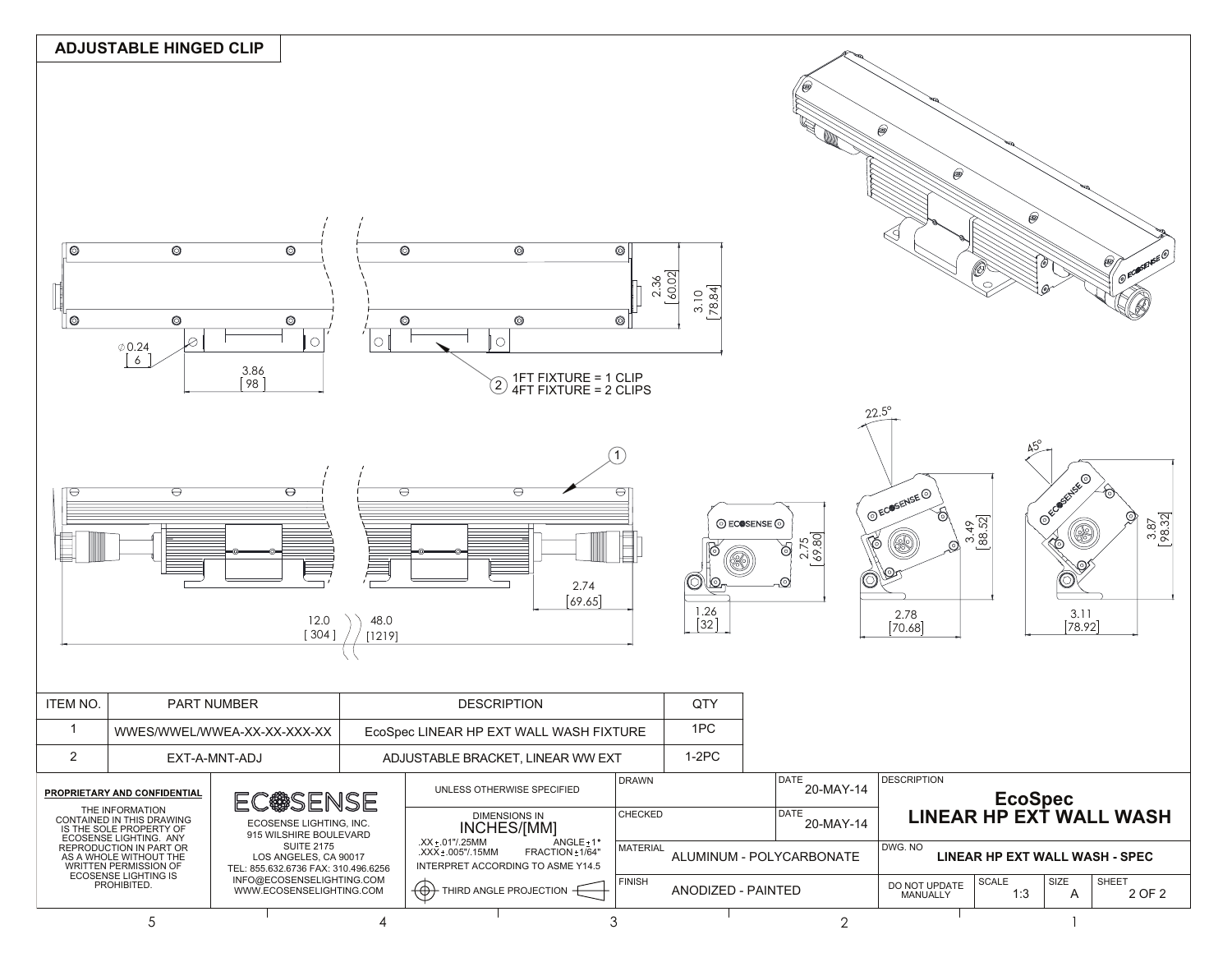## ADJUSTABLE HINGED CLIP

$\phi$ 0.24 [6]

3.86 [98]

2.36 [60.02]

3.10 [78.84]

(2) 1FT FIXTURE = 1 CLIP
4FT FIXTURE = 2 CLIPS

(1)

2.74 [69.65]

12.0 [304]

48.0 [1219]

1.26 [32]

2.75 [69.80]

22.5°

3.49 [88.52]

2.78 [70.68]

45°

3.87 [98.32]

3.11 [78.92]

| ITEM NO. | PART NUMBER | DESCRIPTION | QTY |
|---|---|---|---|
| 1 | WWES/WWEL/WWEA-XX-XX-XXX-XX | EcoSpec LINEAR HP EXT WALL WASH FIXTURE | 1PC |
| 2 | EXT-A-MNT-ADJ | ADJUSTABLE BRACKET, LINEAR WW EXT | 1-2PC |

**PROPRIETARY AND CONFIDENTIAL**

THE INFORMATION CONTAINED IN THIS DRAWING IS THE SOLE PROPERTY OF ECOSENSE LIGHTING. ANY REPRODUCTION IN PART OR AS A WHOLE WITHOUT THE WRITTEN PERMISSION OF ECOSENSE LIGHTING IS PROHIBITED.

ECOSENSE

ECOSENSE LIGHTING, INC.
915 WILSHIRE BOULEVARD
SUITE 2175
LOS ANGELES, CA 90017
TEL: 855.632.6736 FAX: 310.496.6256
INFO@ECOSENSELIGHTING.COM
WWW.ECOSENSELIGHTING.COM

UNLESS OTHERWISE SPECIFIED

DIMENSIONS IN INCHES/[MM]

.XX $\pm$.01"/.25MM ANGLE $\pm$1°
.XXX $\pm$.005"/.15MM FRACTION $\pm$1/64"
INTERPRET ACCORDING TO ASME Y14.5

THIRD ANGLE PROJECTION

| | | | |
|---|---|---|---|
| DRAWN | | DATE 20-MAY-14 | DESCRIPTION: **EcoSpec LINEAR HP EXT WALL WASH** |
| CHECKED | | DATE 20-MAY-14 | |
| MATERIAL | ALUMINUM - POLYCARBONATE | | DWG. NO: LINEAR HP EXT WALL WASH - SPEC |
| FINISH | ANODIZED - PAINTED | | DO NOT UPDATE MANUALLY; SCALE 1:3; SIZE A; SHEET 2 OF 2 |